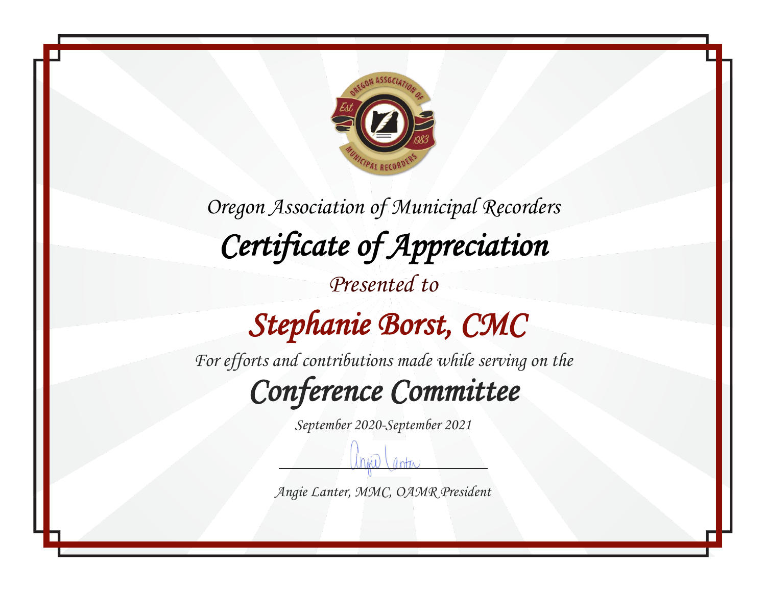Oregon Association of Municipal Recorders

# Certificate of Appreciation

Presented to

## Stephanie Borst, CMC

For efforts and contributions made while serving on the

## Conference Committee

September 2020-September 2021

Angie Lanter, MMC, OAMR President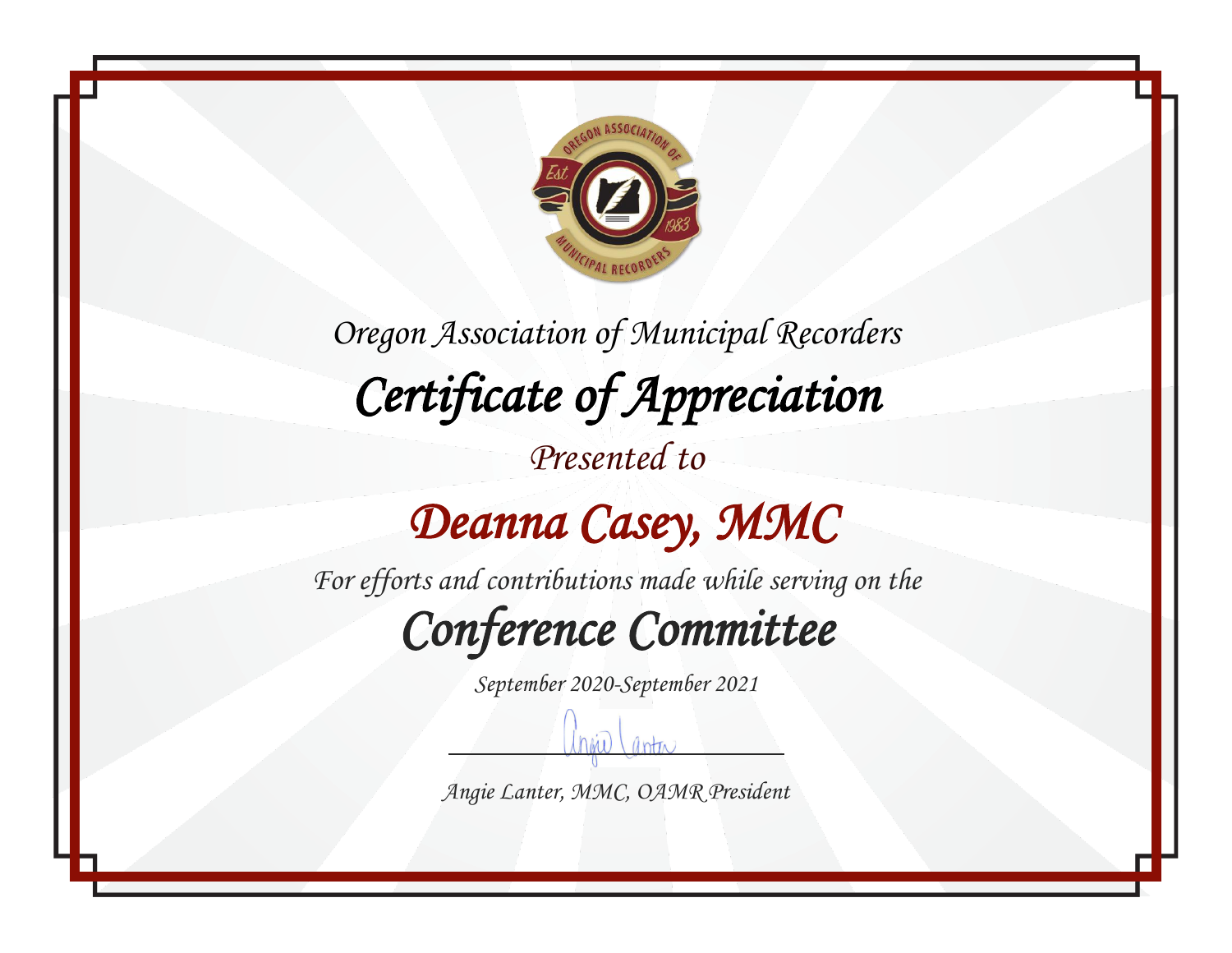*Oregon Association of Municipal Recorders*

# *Certificate of Appreciation*

*Presented to*

## *Deanna Casey, MMC*

*For efforts and contributions made while serving on the*

## *Conference Committee*

*September 2020-September 2021*

*Angie Lanter, MMC, OAMR President*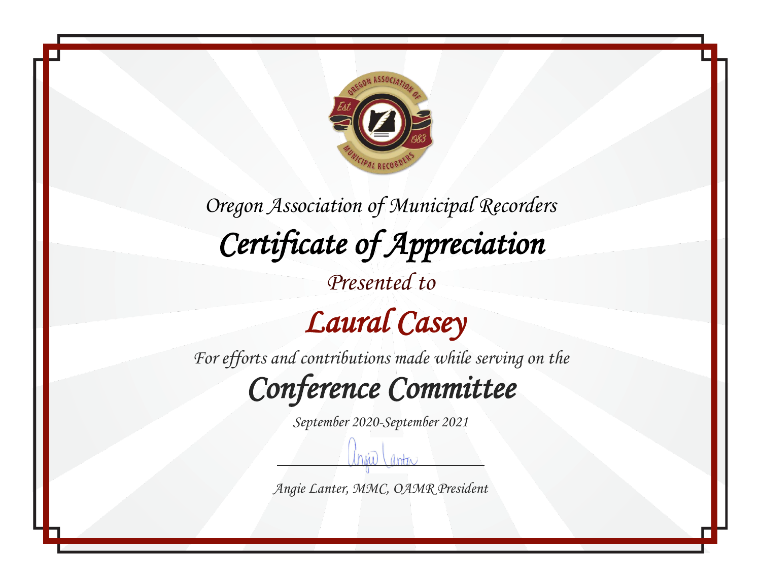Oregon Association of Municipal Recorders

# Certificate of Appreciation

Presented to

## Laural Casey

For efforts and contributions made while serving on the

## Conference Committee

September 2020-September 2021

Angie Lanter, MMC, OAMR President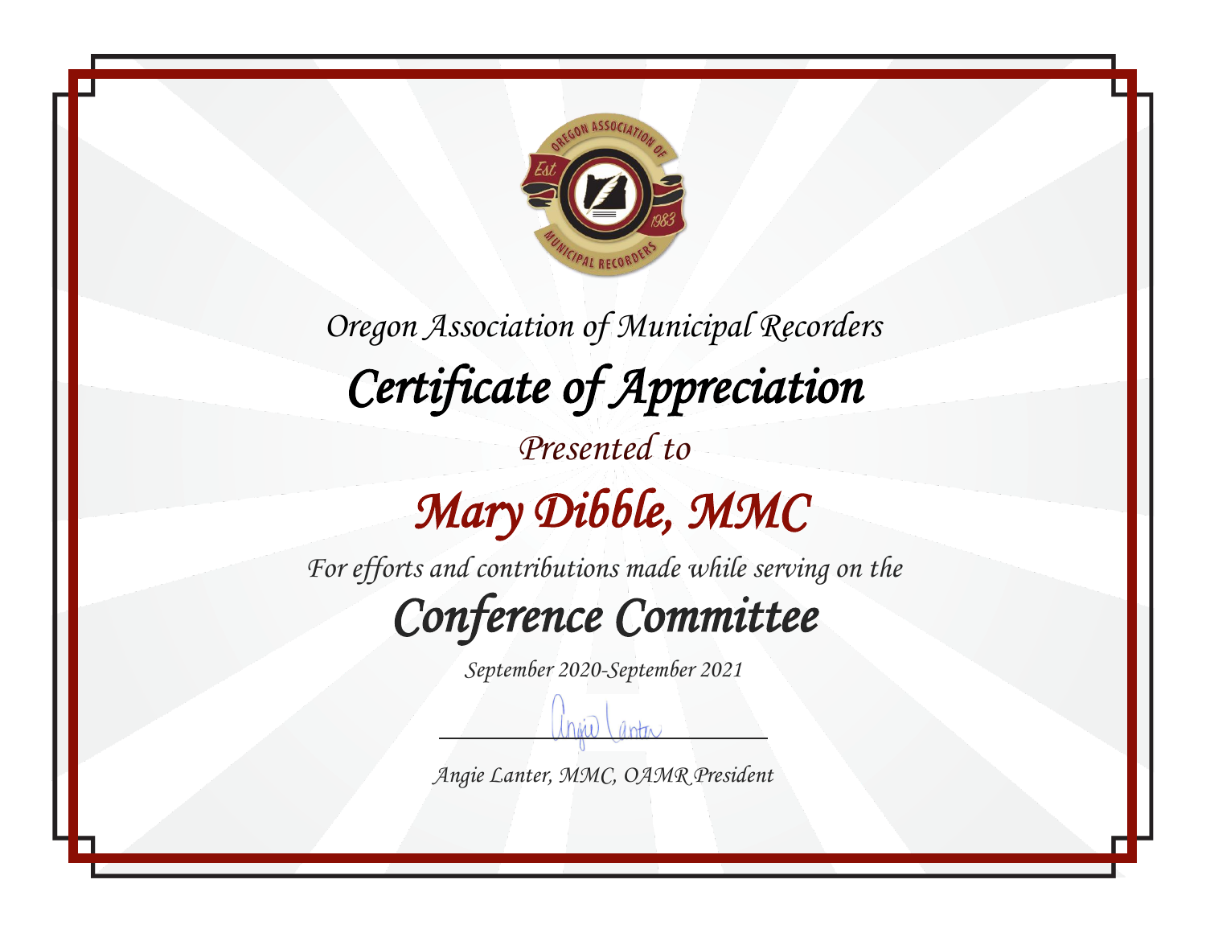*Oregon Association of Municipal Recorders*

# *Certificate of Appreciation*

*Presented to*

## *Mary Dibble, MMC*

*For efforts and contributions made while serving on the*

## *Conference Committee*

*September 2020-September 2021*

*Angie Lanter, MMC, OAMR President*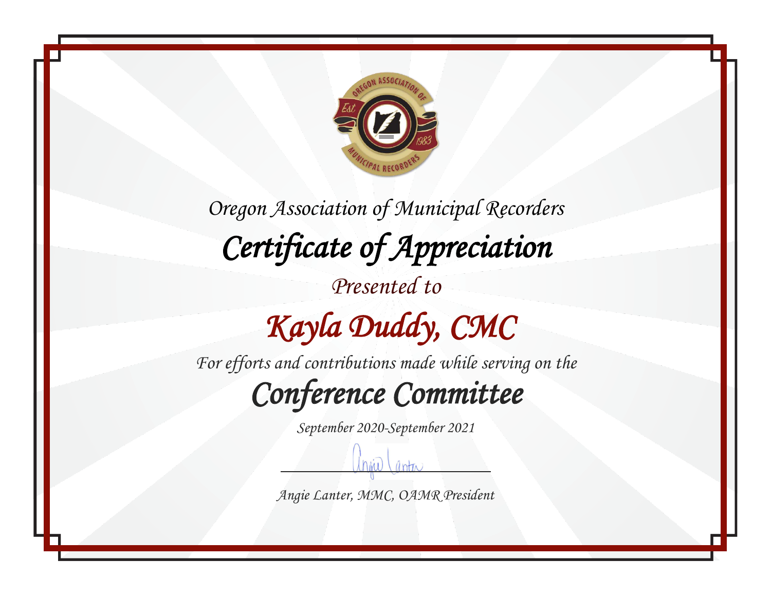Oregon Association of Municipal Recorders

# Certificate of Appreciation

Presented to

## Kayla Duddy, CMC

For efforts and contributions made while serving on the

## Conference Committee

September 2020-September 2021

Angie Lanter, MMC, OAMR President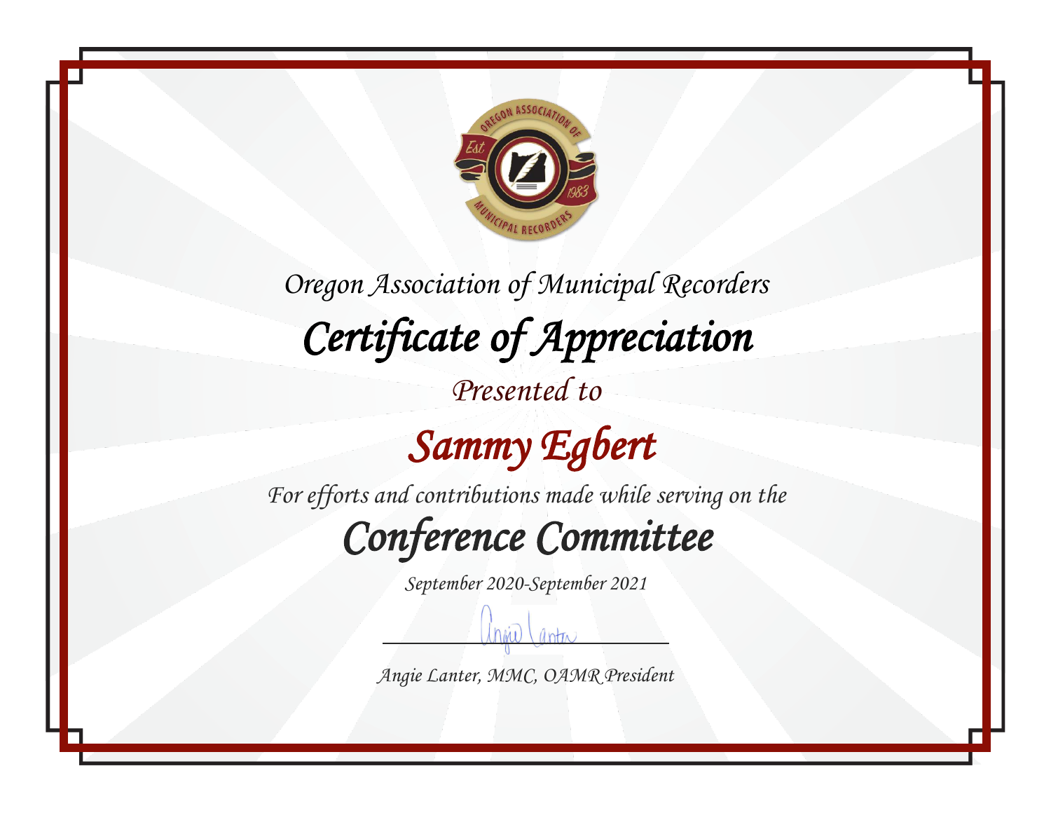Oregon Association of Municipal Recorders

# Certificate of Appreciation

Presented to

## Sammy Egbert

For efforts and contributions made while serving on the

## Conference Committee

September 2020-September 2021

Angie Lanter, MMC, OAMR President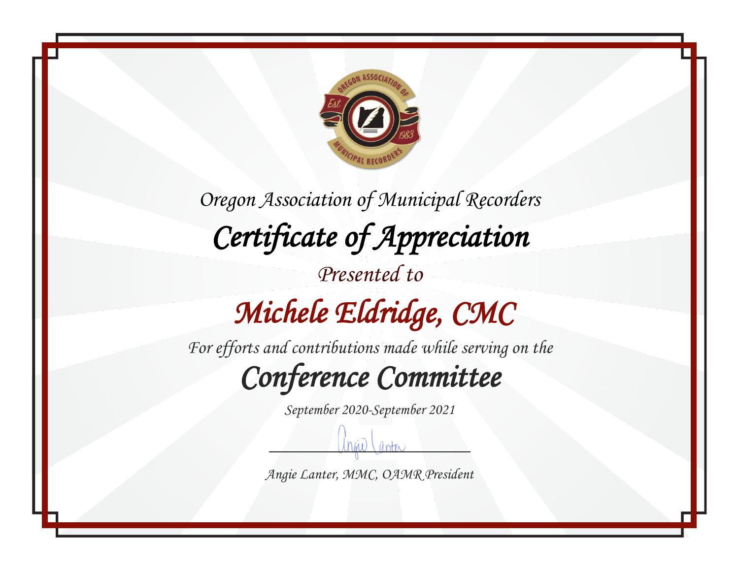Oregon Association of Municipal Recorders

# Certificate of Appreciation

Presented to

## Michele Eldridge, CMC

For efforts and contributions made while serving on the

## Conference Committee

September 2020-September 2021

Angie Lanter, MMC, OAMR President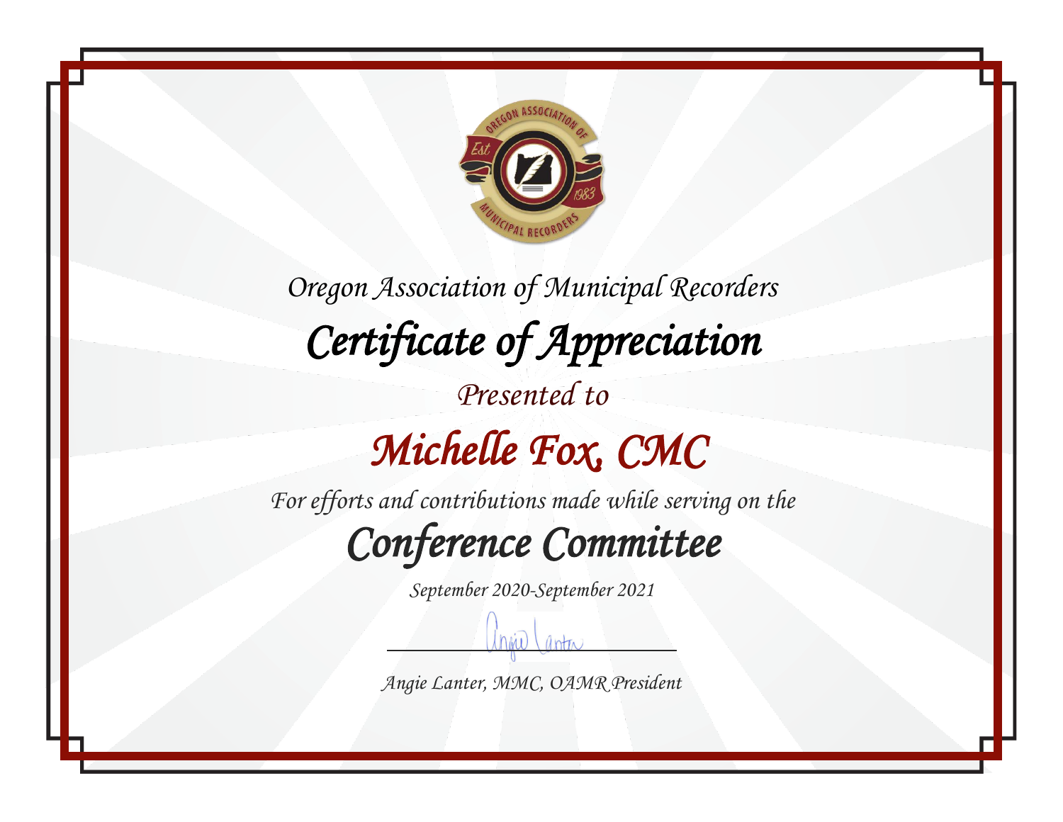Oregon Association of Municipal Recorders

# Certificate of Appreciation

*Presented to*

## Michelle Fox, CMC

*For efforts and contributions made while serving on the*

## Conference Committee

*September 2020-September 2021*

*Angie Lanter, MMC, OAMR President*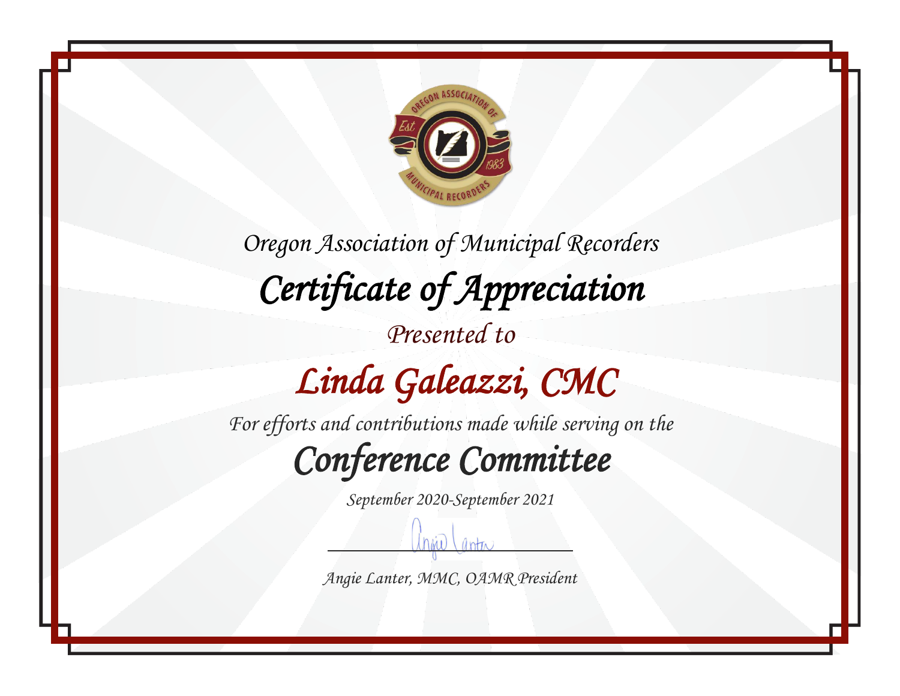Oregon Association of Municipal Recorders

# Certificate of Appreciation

Presented to

## Linda Galeazzi, CMC

For efforts and contributions made while serving on the

## Conference Committee

September 2020-September 2021

Angie Lanter, MMC, OAMR President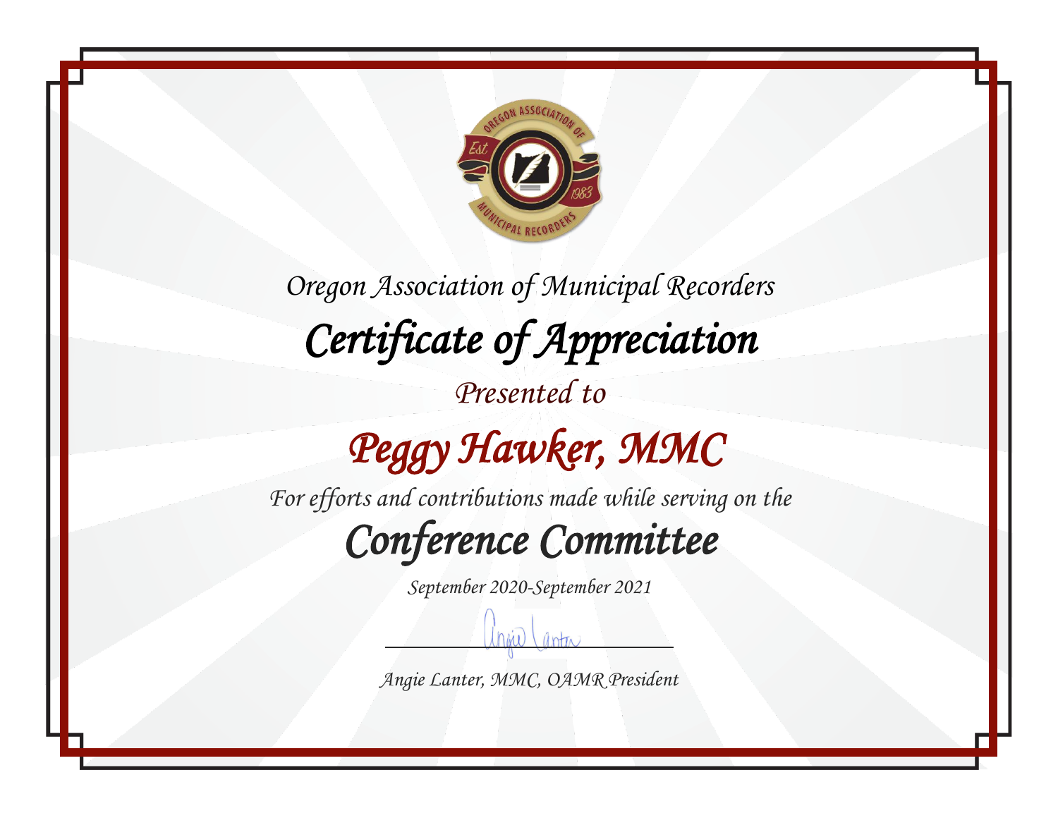*Oregon Association of Municipal Recorders*

# *Certificate of Appreciation*

*Presented to*

## *Peggy Hawker, MMC*

*For efforts and contributions made while serving on the*

## *Conference Committee*

*September 2020-September 2021*

*Angie Lanter, MMC, OAMR President*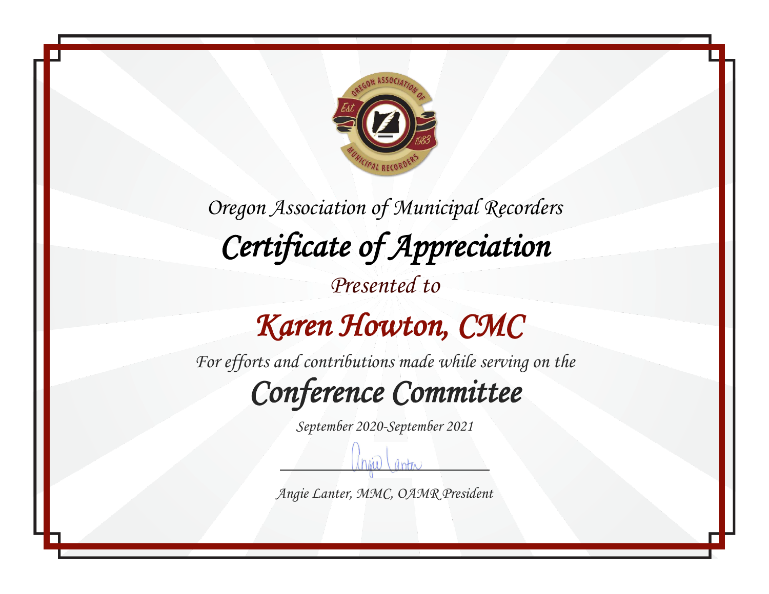Oregon Association of Municipal Recorders

# Certificate of Appreciation

Presented to

## Karen Howton, CMC

For efforts and contributions made while serving on the

## Conference Committee

September 2020-September 2021

Angie Lanter, MMC, OAMR President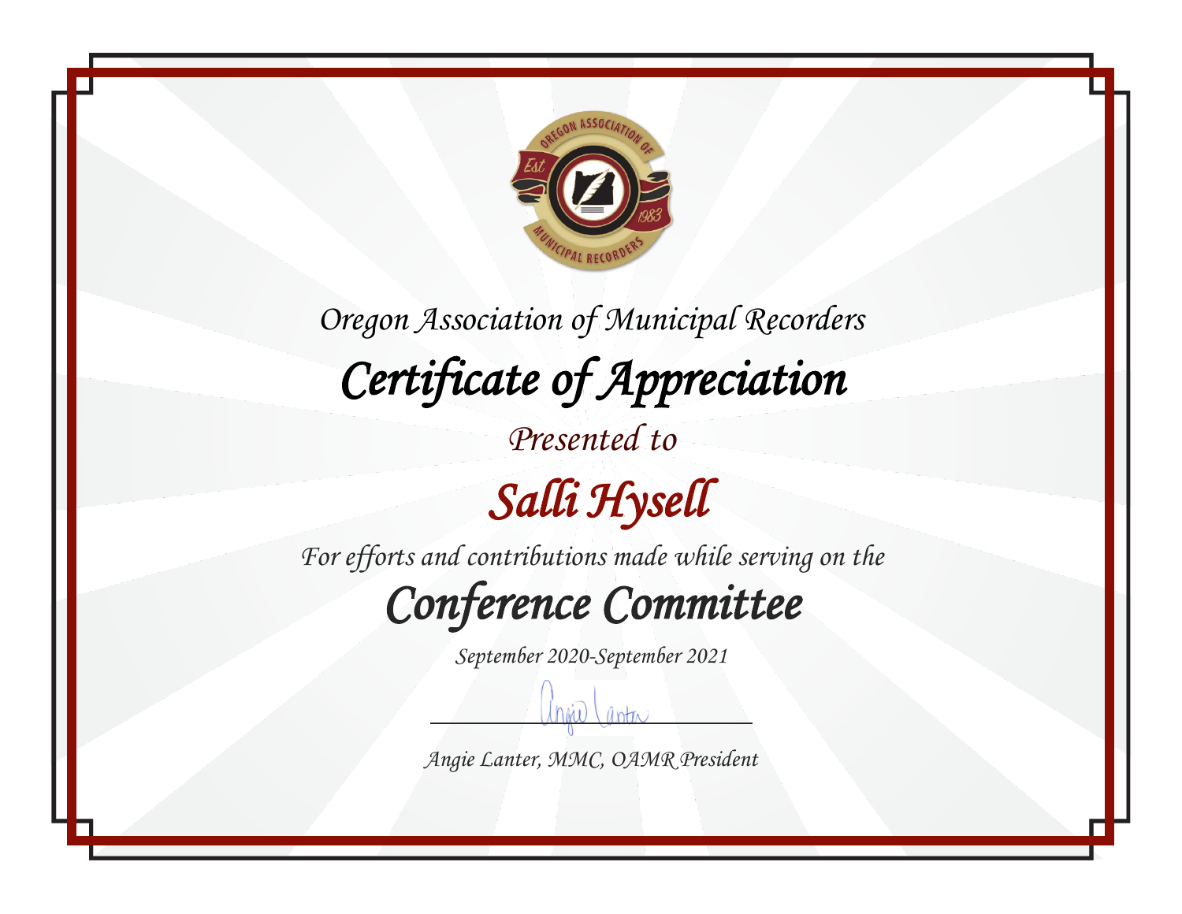*Oregon Association of Municipal Recorders*

# *Certificate of Appreciation*

*Presented to*

## *Salli Hysell*

*For efforts and contributions made while serving on the*

## *Conference Committee*

*September 2020-September 2021*

*Angie Lanter, MMC, OAMR President*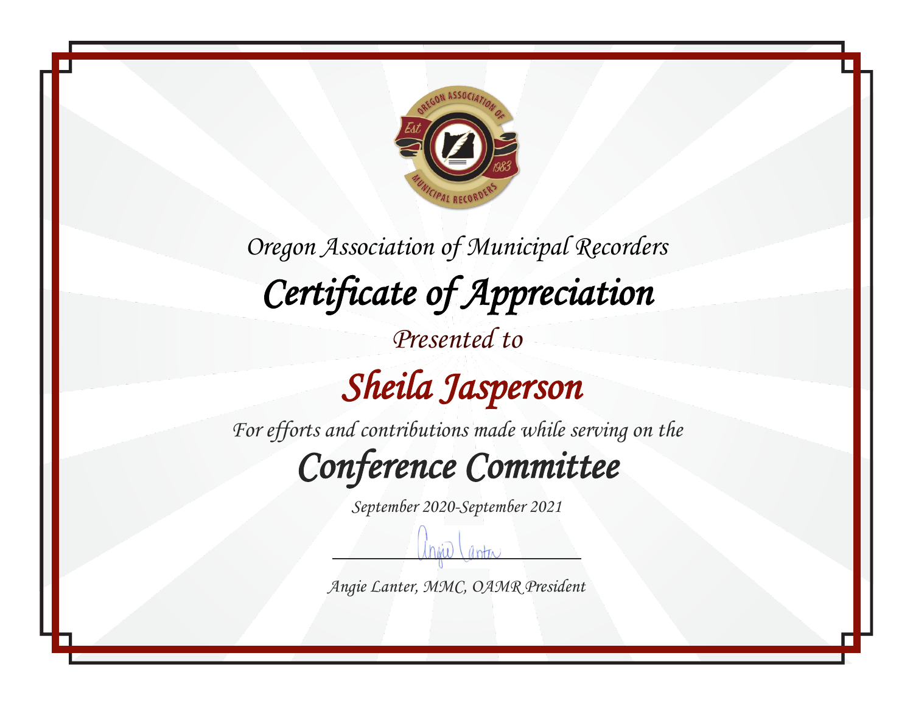*Oregon Association of Municipal Recorders*

# *Certificate of Appreciation*

*Presented to*

## *Sheila Jasperson*

*For efforts and contributions made while serving on the*

## *Conference Committee*

*September 2020-September 2021*

*Angie Lanter, MMC, OAMR President*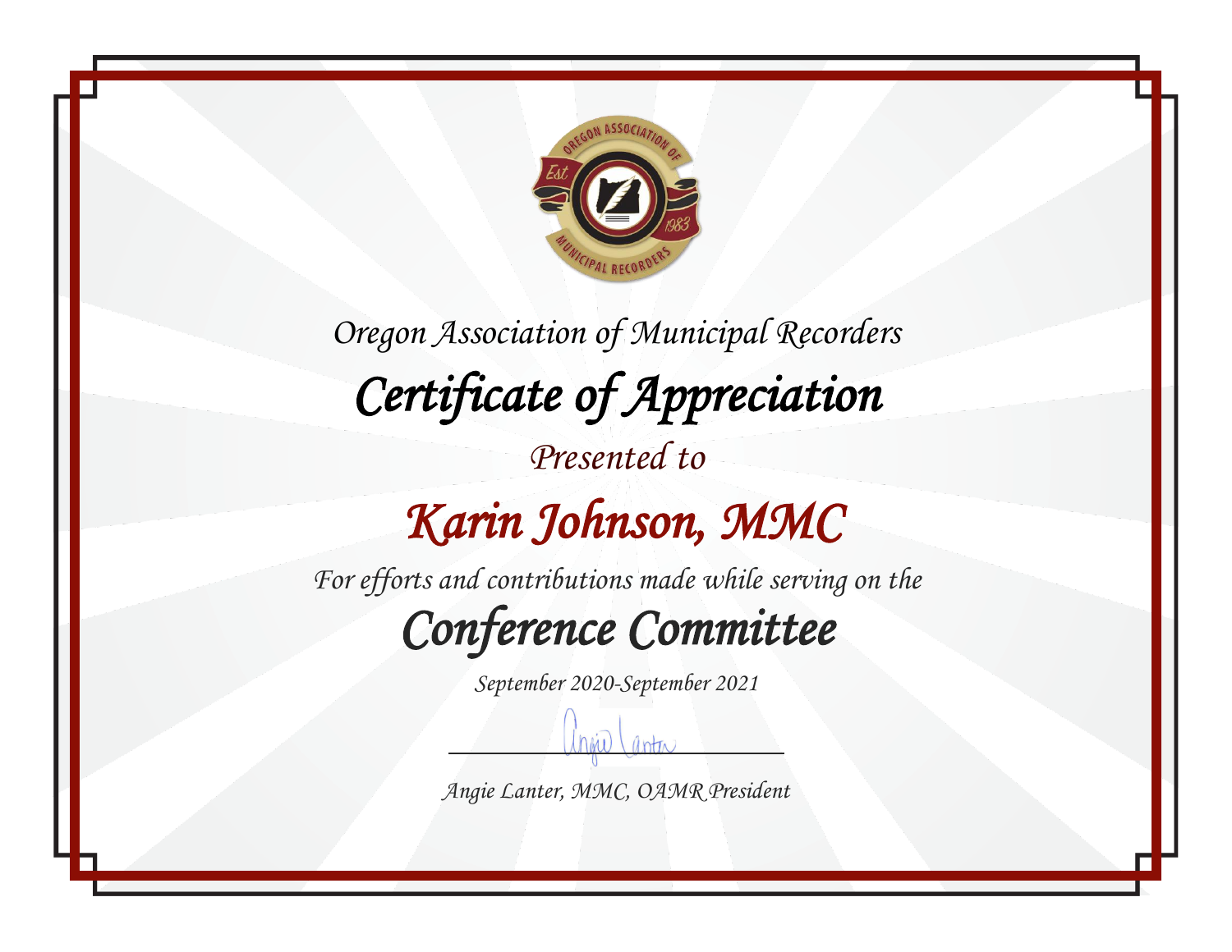Oregon Association of Municipal Recorders

# Certificate of Appreciation

*Presented to*

## Karin Johnson, MMC

*For efforts and contributions made while serving on the*

## Conference Committee

*September 2020-September 2021*

*Angie Lanter, MMC, OAMR President*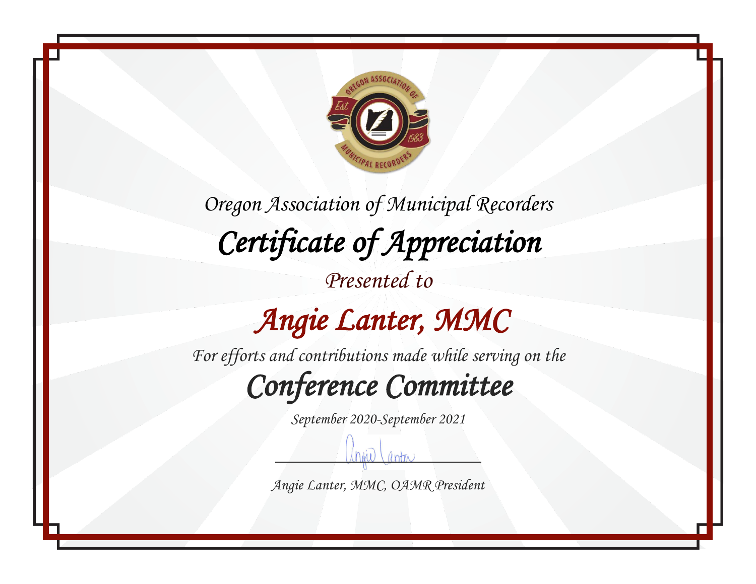Oregon Association of Municipal Recorders

# Certificate of Appreciation

Presented to

## Angie Lanter, MMC

For efforts and contributions made while serving on the

## Conference Committee

September 2020-September 2021

Angie Lanter, MMC, OAMR President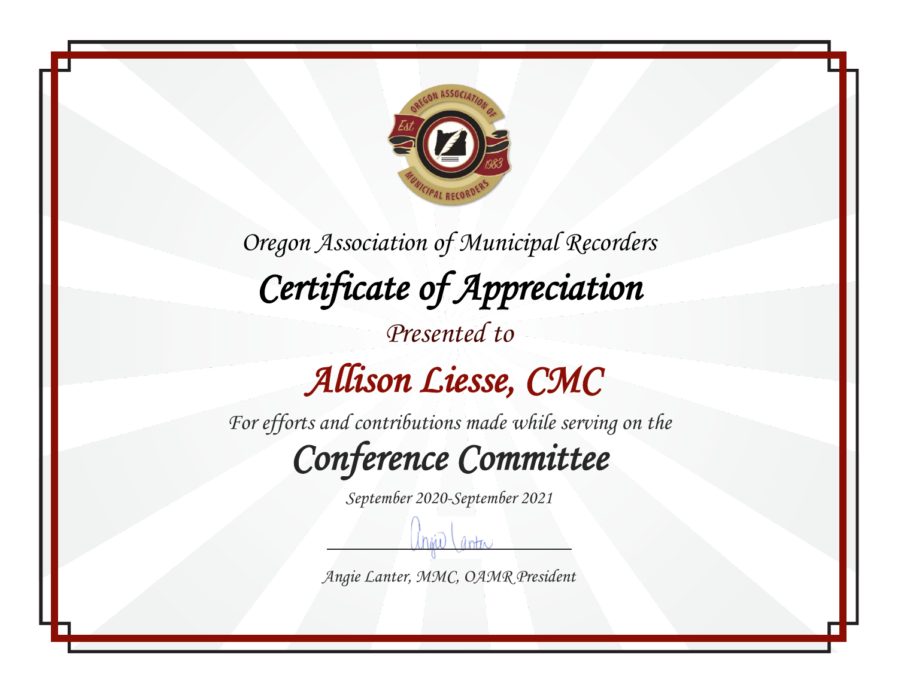*Oregon Association of Municipal Recorders*

# *Certificate of Appreciation*

*Presented to*

## *Allison Liesse, CMC*

*For efforts and contributions made while serving on the*

## *Conference Committee*

*September 2020-September 2021*

*Angie Lanter, MMC, OAMR President*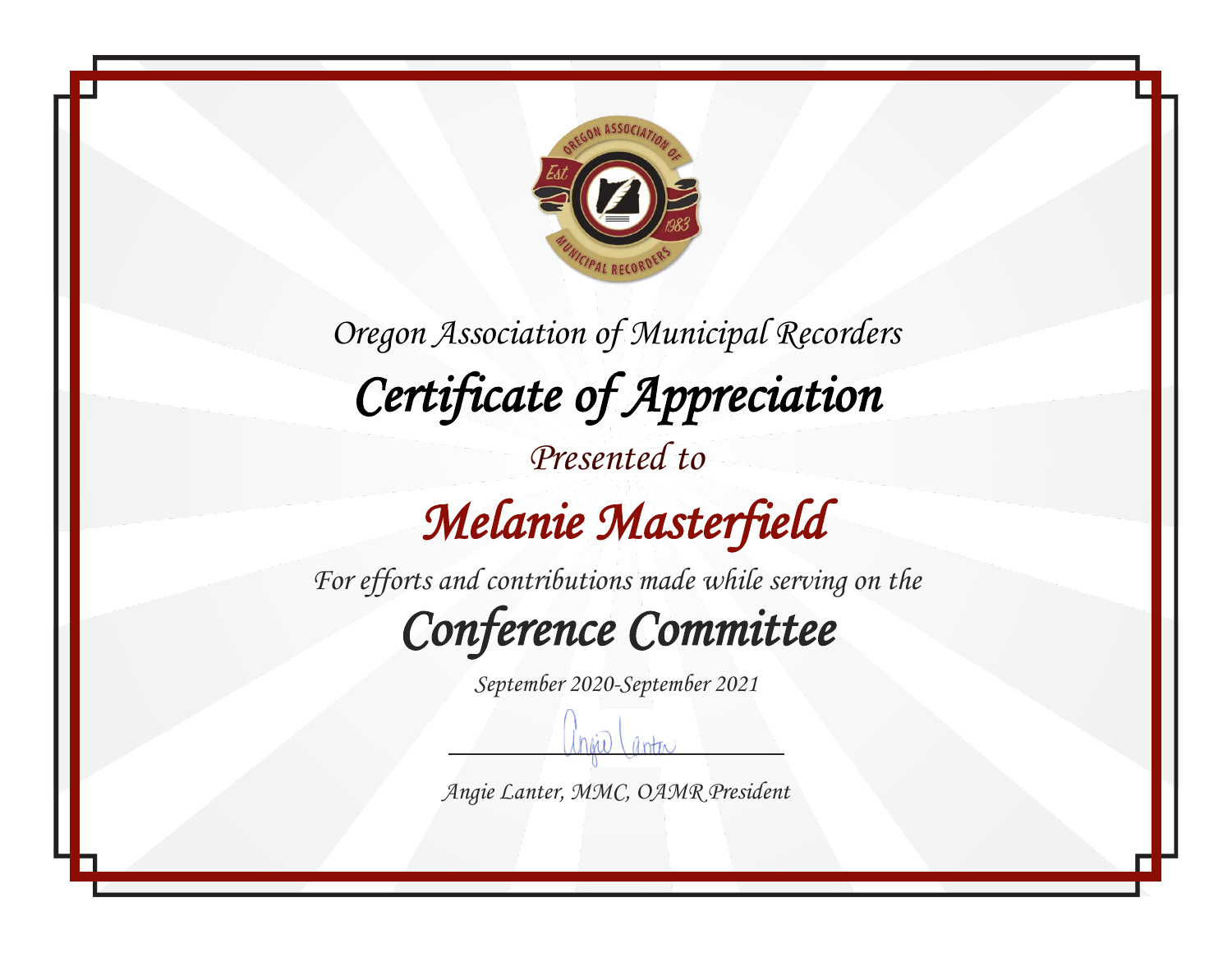Oregon Association of Municipal Recorders

# Certificate of Appreciation

Presented to

## Melanie Masterfield

For efforts and contributions made while serving on the

## Conference Committee

September 2020-September 2021

Angie Lanter, MMC, OAMR President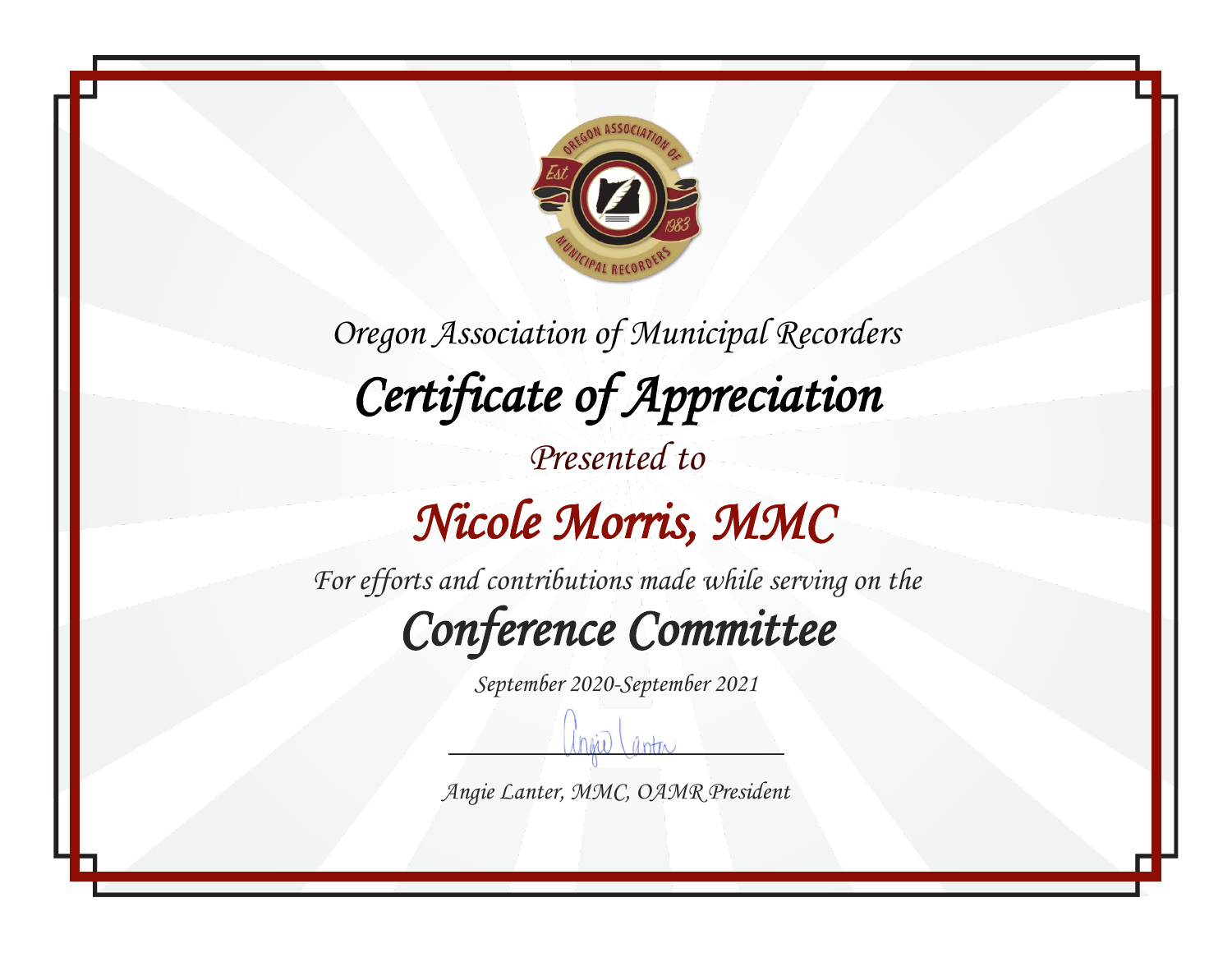Oregon Association of Municipal Recorders

# Certificate of Appreciation

Presented to

## Nicole Morris, MMC

For efforts and contributions made while serving on the

## Conference Committee

September 2020-September 2021

Angie Lanter, MMC, OAMR President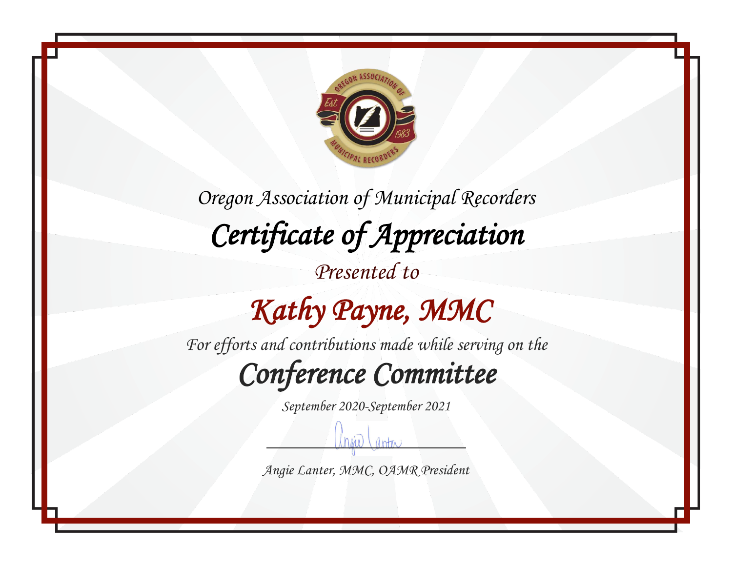Oregon Association of Municipal Recorders

# Certificate of Appreciation

Presented to

## Kathy Payne, MMC

For efforts and contributions made while serving on the

## Conference Committee

September 2020-September 2021

Angie Lanter, MMC, OAMR President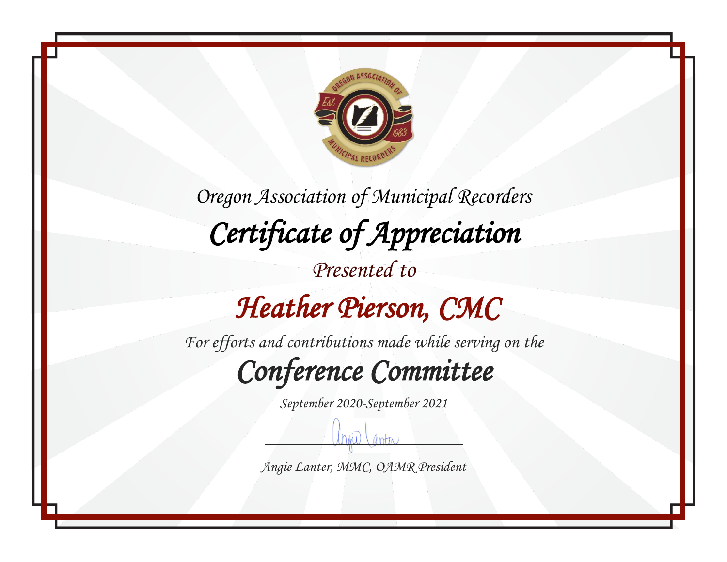*Oregon Association of Municipal Recorders*

# *Certificate of Appreciation*

*Presented to*

## *Heather Pierson, CMC*

*For efforts and contributions made while serving on the*

## *Conference Committee*

*September 2020-September 2021*

*Angie Lanter, MMC, OAMR President*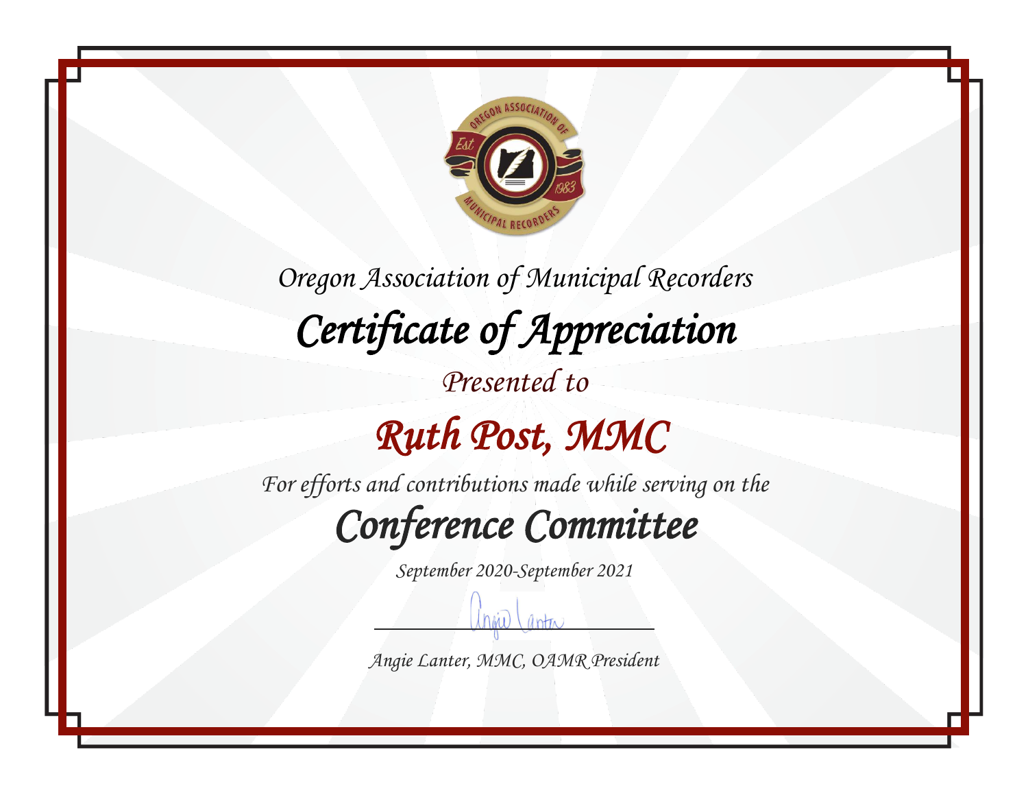Oregon Association of Municipal Recorders

# Certificate of Appreciation

Presented to

## Ruth Post, MMC

For efforts and contributions made while serving on the

## Conference Committee

September 2020-September 2021

Angie Lanter, MMC, OAMR President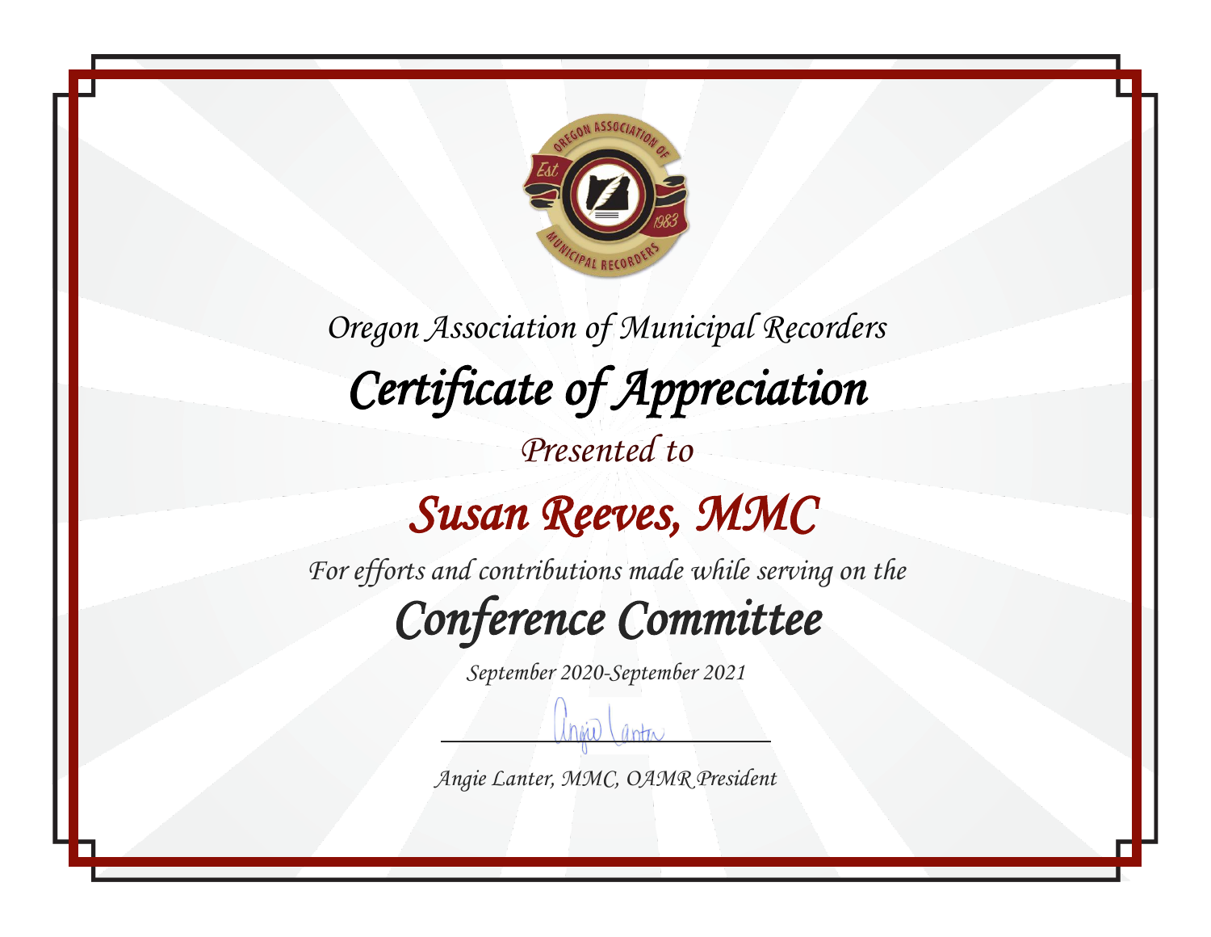*Oregon Association of Municipal Recorders*

# *Certificate of Appreciation*

*Presented to*

## *Susan Reeves, MMC*

*For efforts and contributions made while serving on the*

## *Conference Committee*

*September 2020-September 2021*

*Angie Lanter, MMC, OAMR President*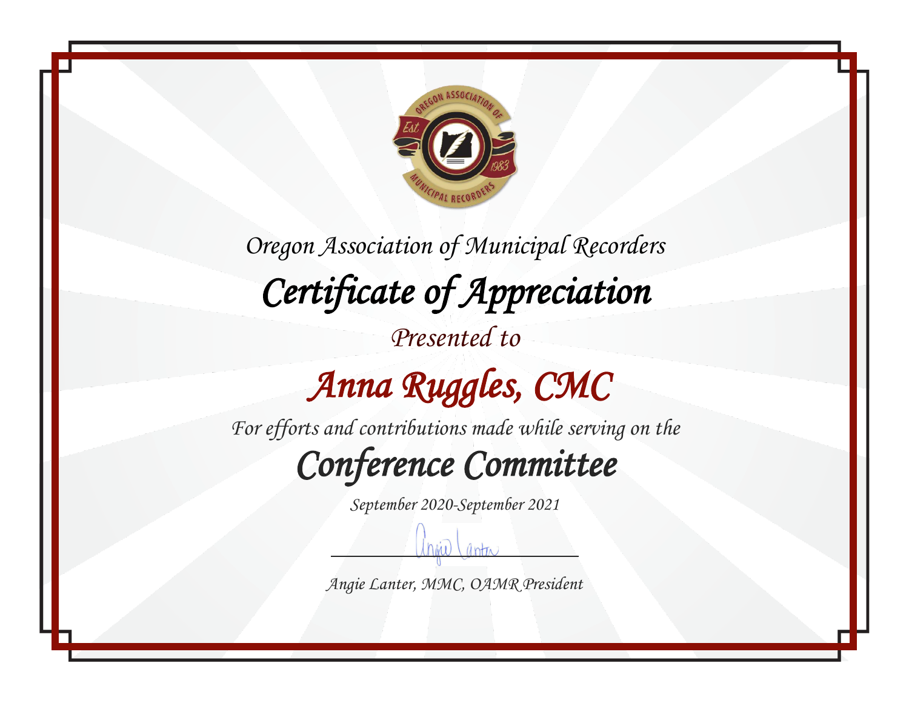Oregon Association of Municipal Recorders

# Certificate of Appreciation

Presented to

## Anna Ruggles, CMC

For efforts and contributions made while serving on the

## Conference Committee

September 2020-September 2021

Angie Lanter, MMC, OAMR President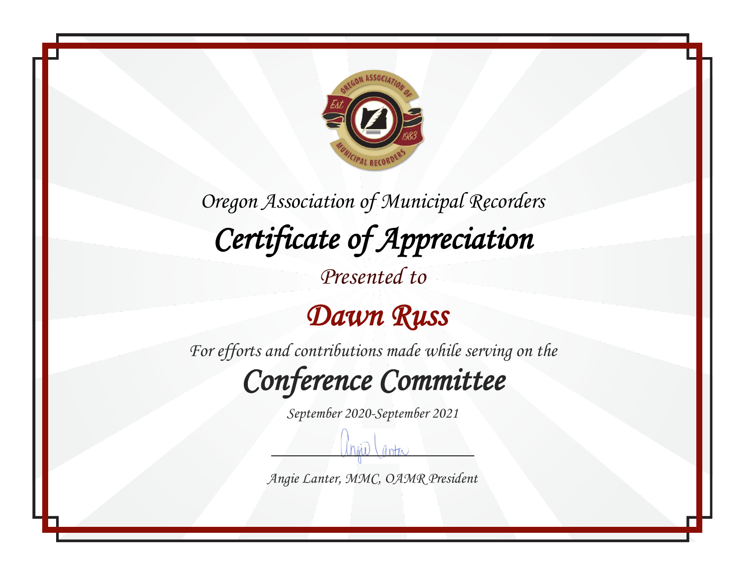Oregon Association of Municipal Recorders

# Certificate of Appreciation

*Presented to*

## Dawn Russ

*For efforts and contributions made while serving on the*

## Conference Committee

*September 2020-September 2021*

*Angie Lanter, MMC, OAMR President*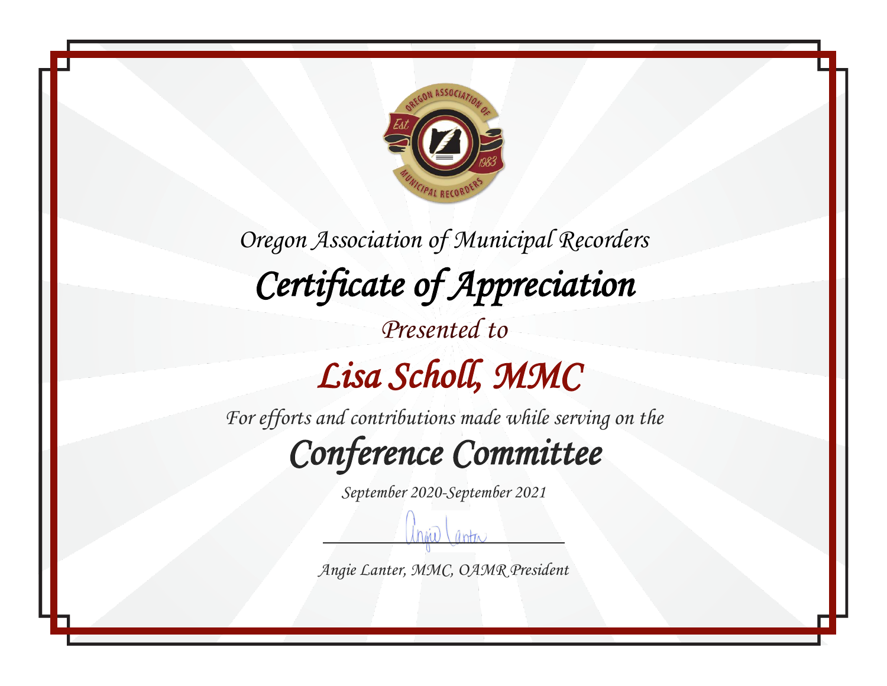Oregon Association of Municipal Recorders

# Certificate of Appreciation

*Presented to*

## Lisa Scholl, MMC

*For efforts and contributions made while serving on the*

## Conference Committee

*September 2020-September 2021*

Angie Lanter, MMC, OAMR President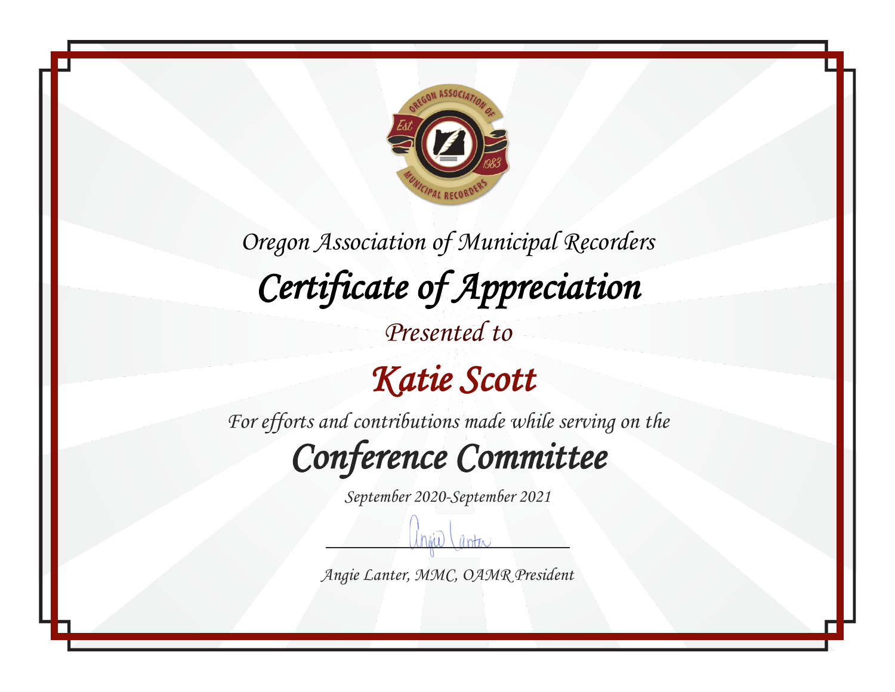Oregon Association of Municipal Recorders

# Certificate of Appreciation

*Presented to*

## Katie Scott

*For efforts and contributions made while serving on the*

## Conference Committee

*September 2020-September 2021*

Angie Lanter, MMC, OAMR President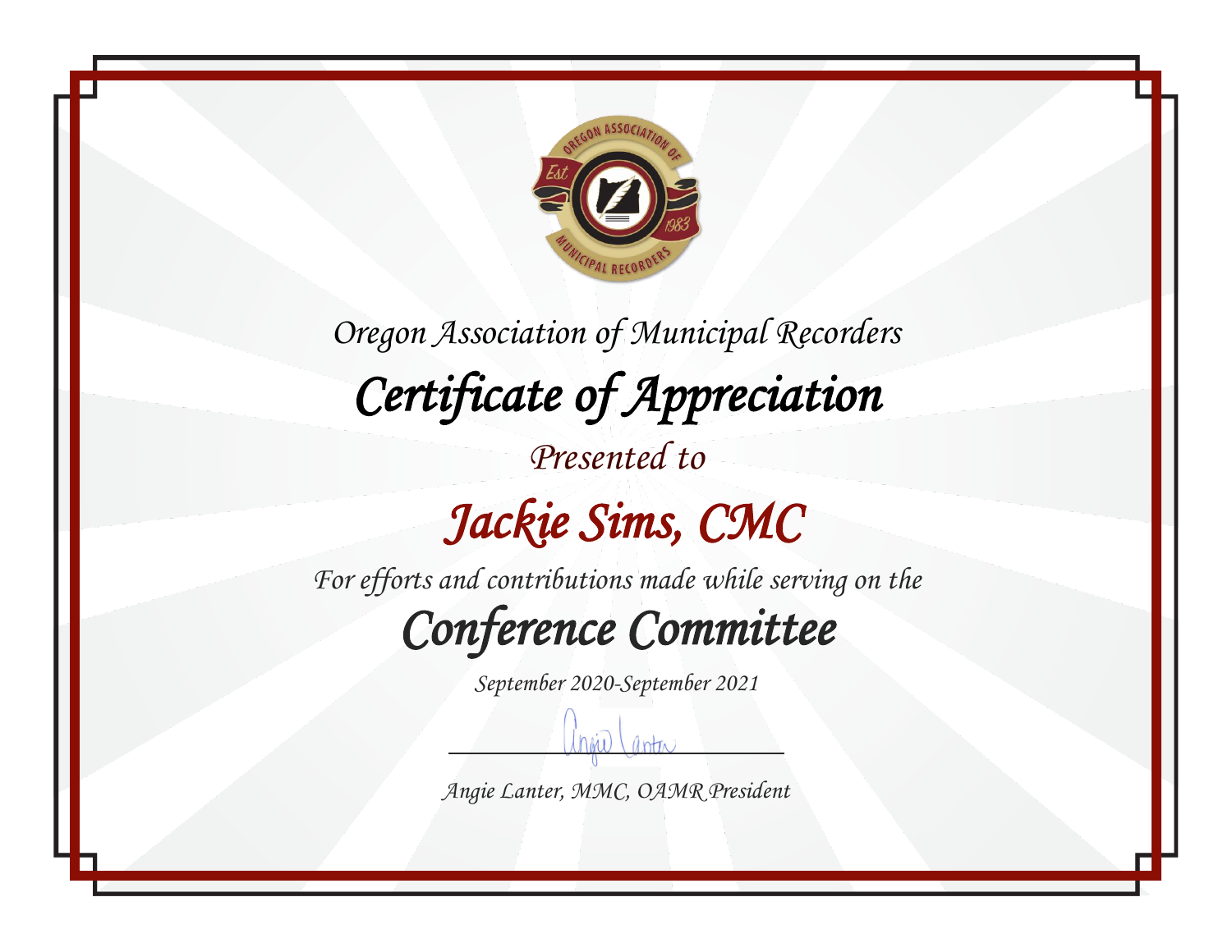Oregon Association of Municipal Recorders

# Certificate of Appreciation

Presented to

## Jackie Sims, CMC

For efforts and contributions made while serving on the

## Conference Committee

September 2020-September 2021

Angie Lanter, MMC, OAMR President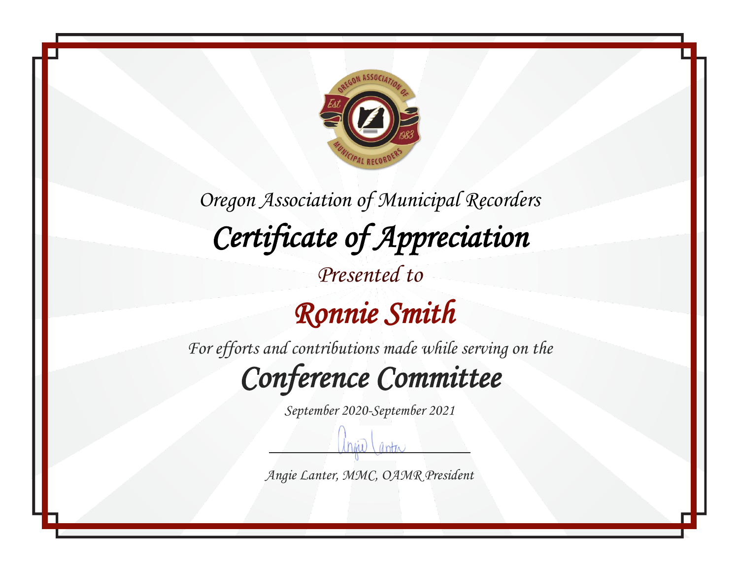Oregon Association of Municipal Recorders

# Certificate of Appreciation

Presented to

## Ronnie Smith

For efforts and contributions made while serving on the

## Conference Committee

September 2020-September 2021

Angie Lanter, MMC, OAMR President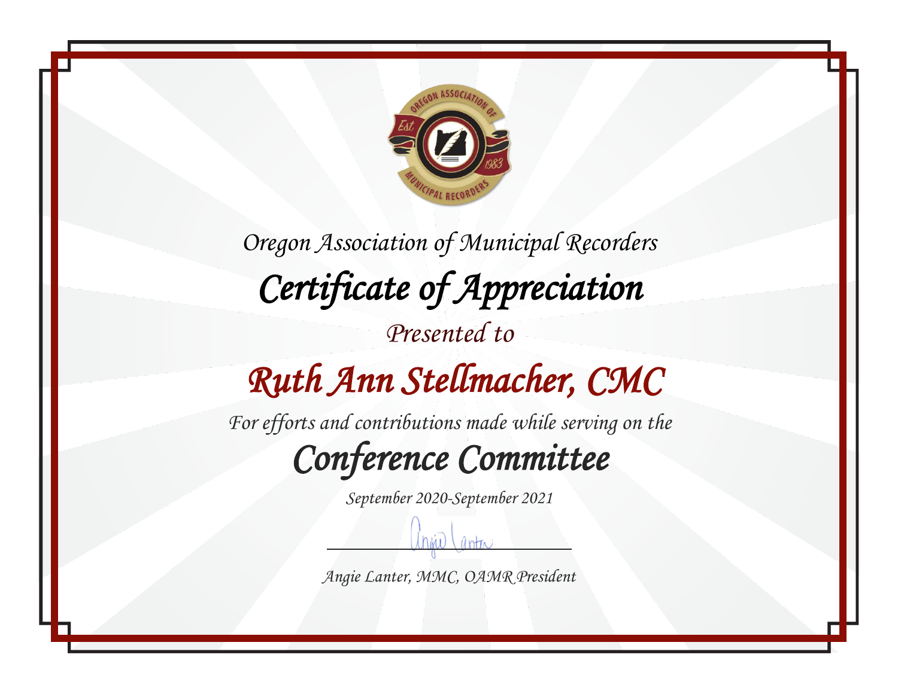*Oregon Association of Municipal Recorders*

# *Certificate of Appreciation*

*Presented to*

## *Ruth Ann Stellmacher, CMC*

*For efforts and contributions made while serving on the*

## *Conference Committee*

*September 2020-September 2021*

*Angie Lanter, MMC, OAMR President*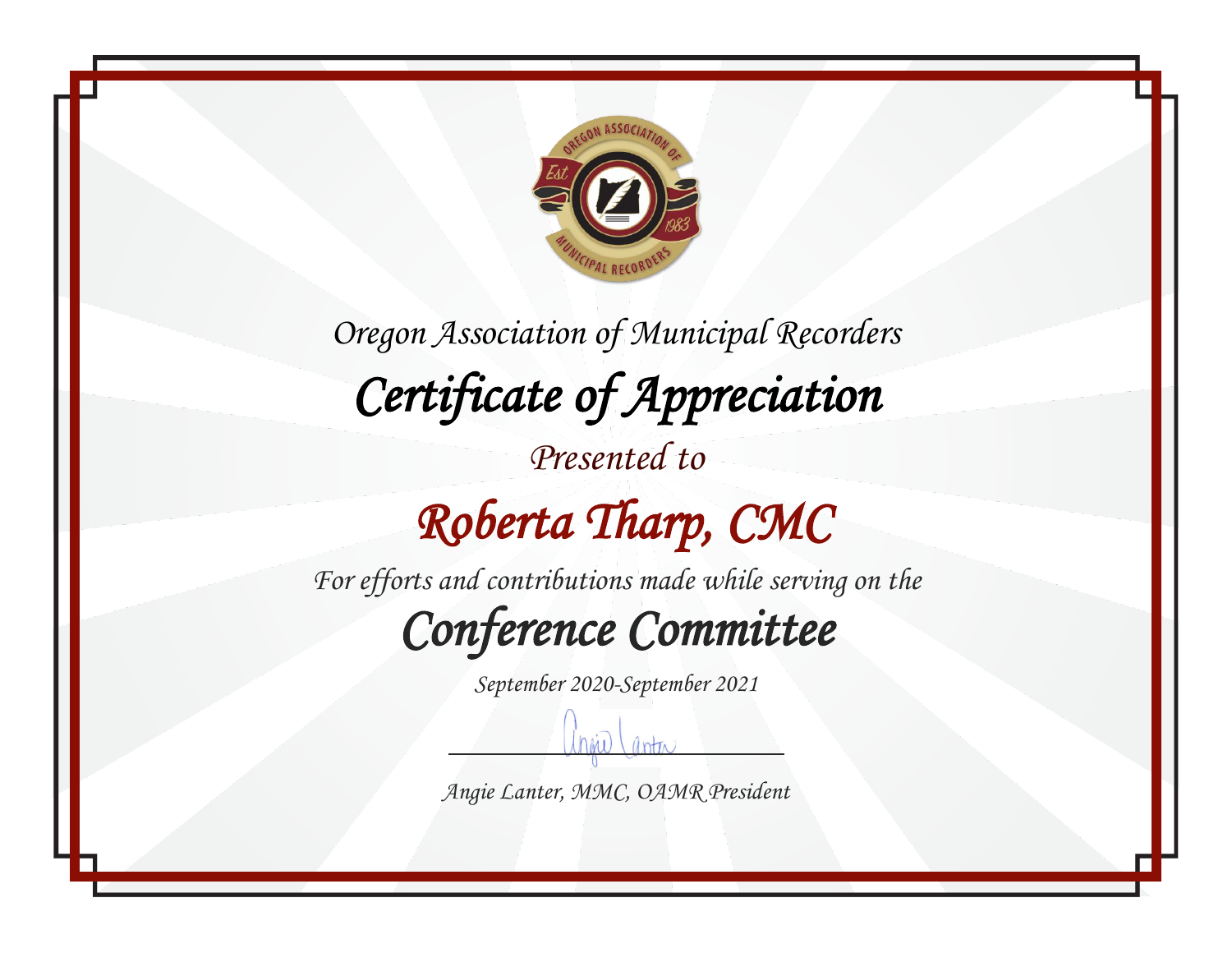Oregon Association of Municipal Recorders

# Certificate of Appreciation

Presented to

## Roberta Tharp, CMC

For efforts and contributions made while serving on the

## Conference Committee

September 2020-September 2021

Angie Lanter, MMC, OAMR President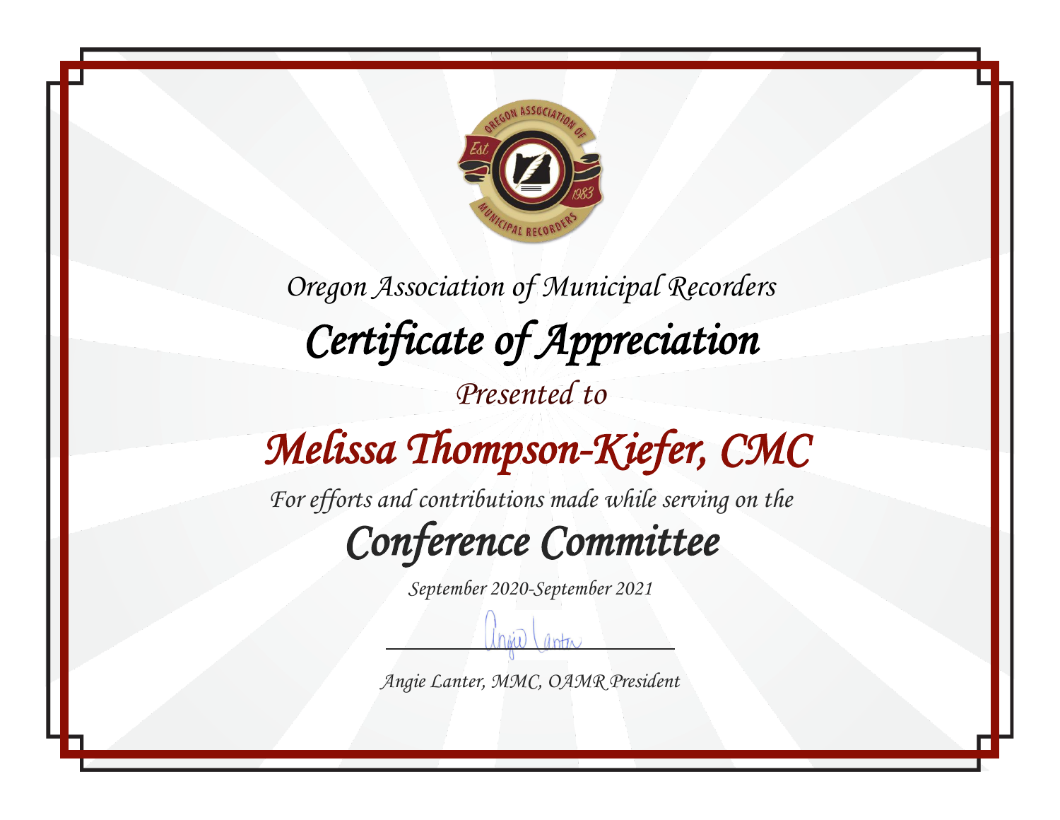*Oregon Association of Municipal Recorders*

# *Certificate of Appreciation*

*Presented to*

## *Melissa Thompson-Kiefer, CMC*

*For efforts and contributions made while serving on the*

## *Conference Committee*

*September 2020-September 2021*

*Angie Lanter, MMC, OAMR President*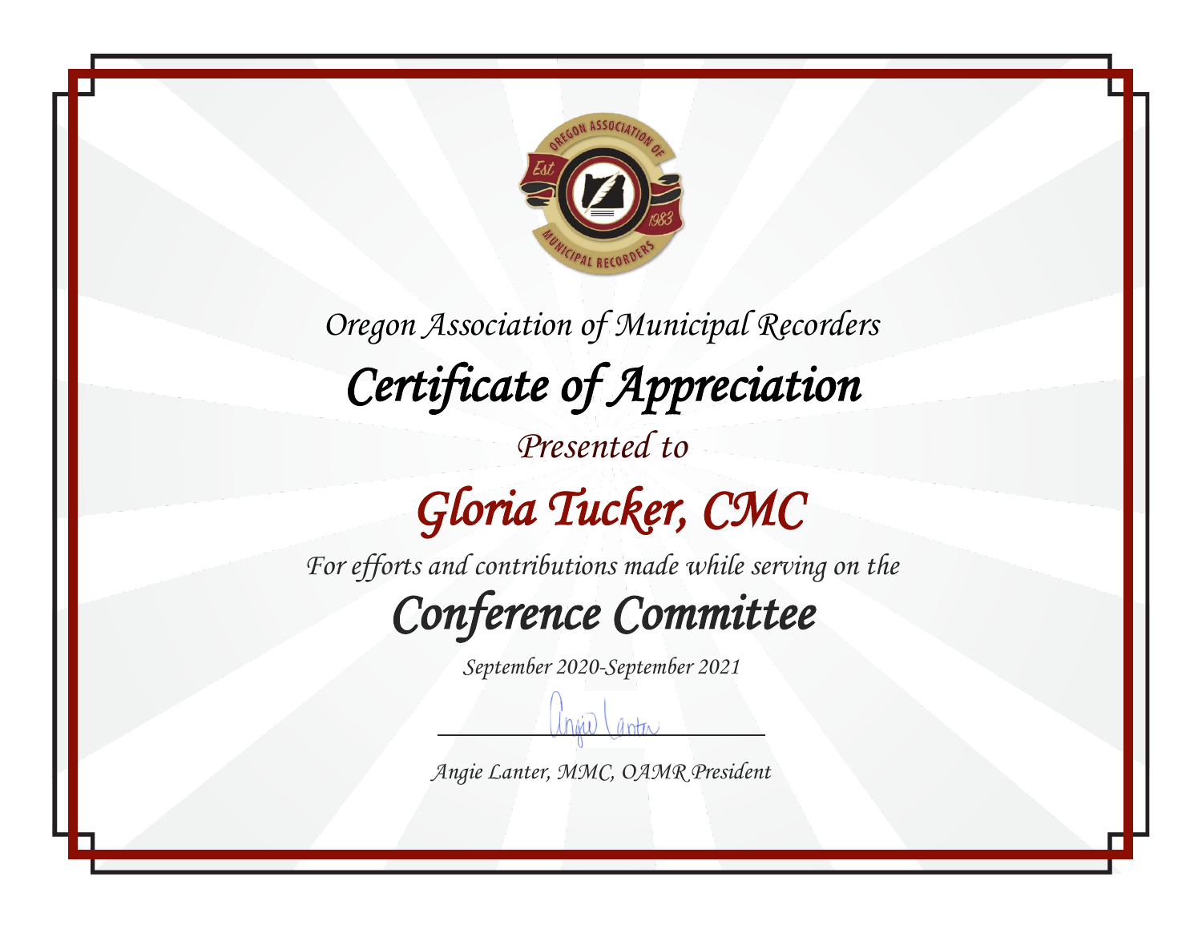Oregon Association of Municipal Recorders

# Certificate of Appreciation

Presented to

## Gloria Tucker, CMC

For efforts and contributions made while serving on the

## Conference Committee

September 2020-September 2021

Angie Lanter, MMC, OAMR President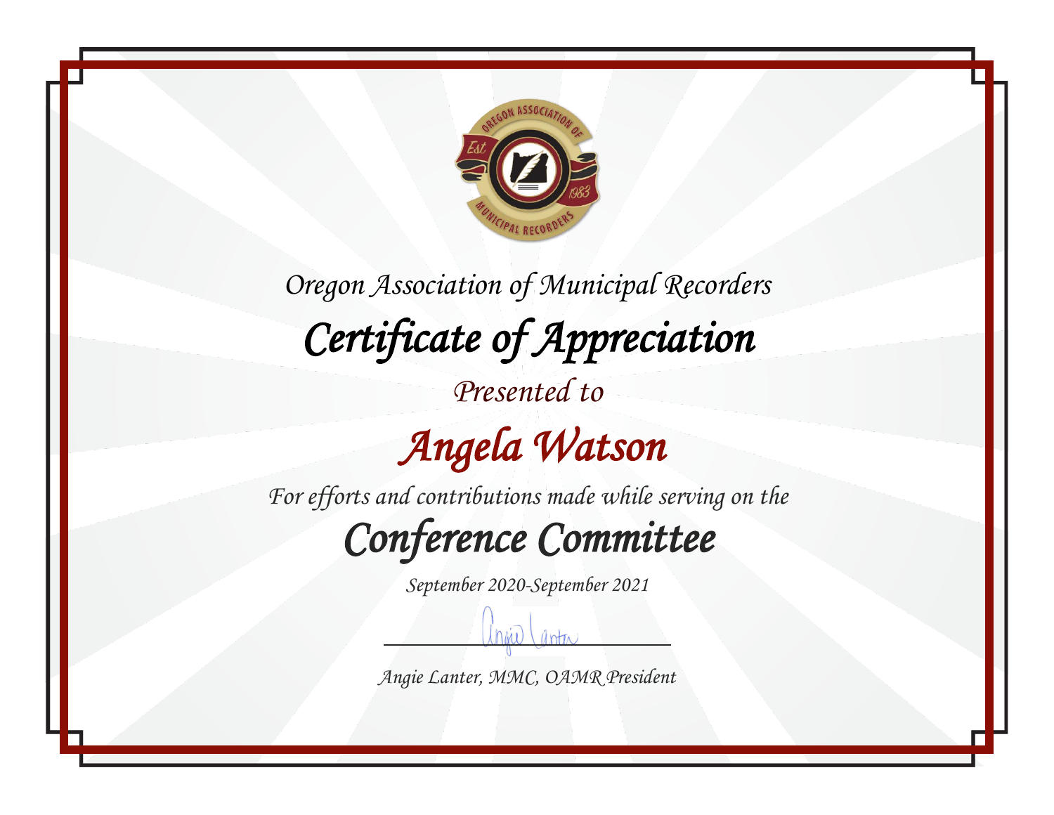Oregon Association of Municipal Recorders

# Certificate of Appreciation

Presented to

## Angela Watson

For efforts and contributions made while serving on the

## Conference Committee

September 2020-September 2021

Angie Lanter, MMC, OAMR President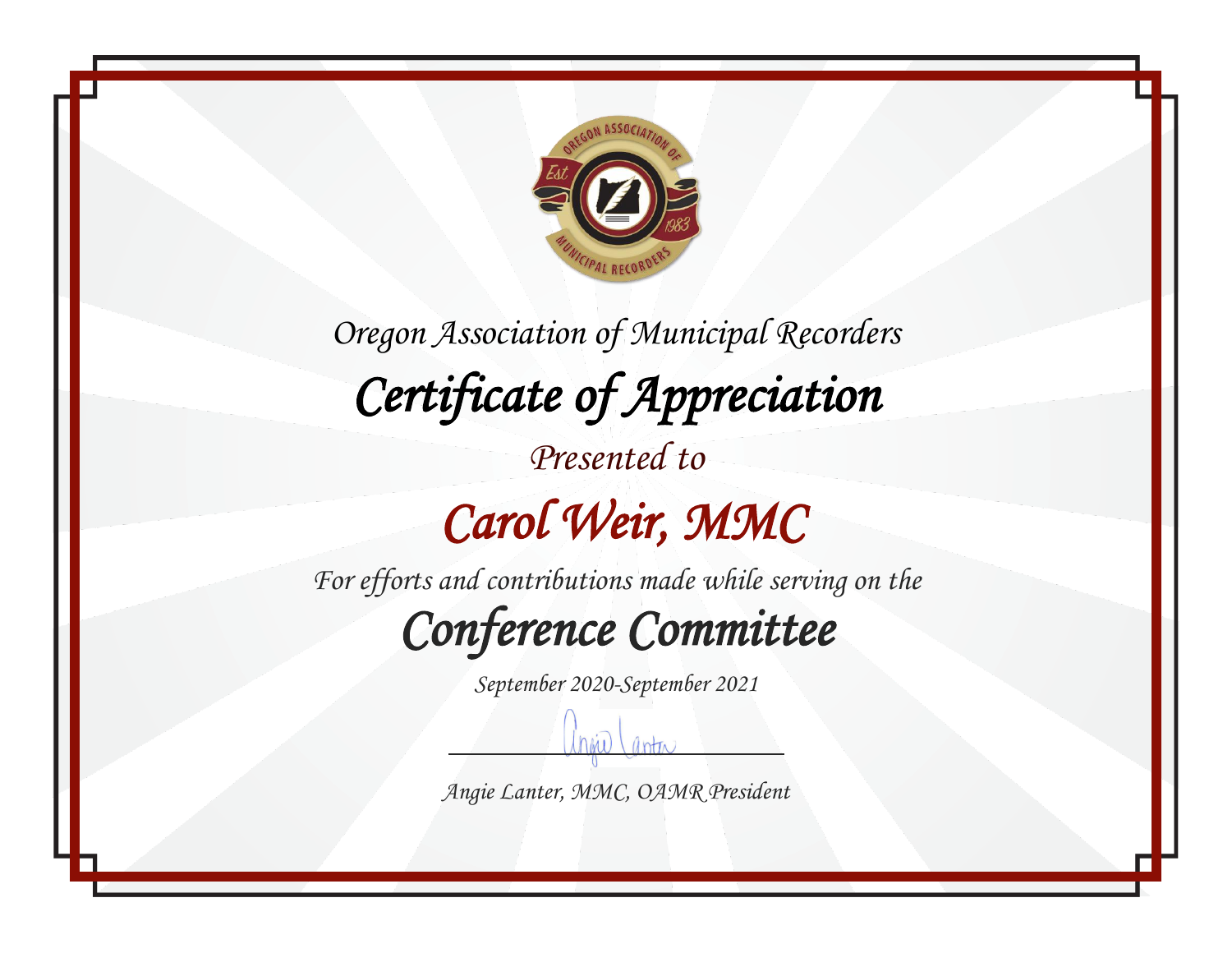Oregon Association of Municipal Recorders

# Certificate of Appreciation

Presented to

## Carol Weir, MMC

For efforts and contributions made while serving on the

## Conference Committee

September 2020-September 2021

Angie Lanter, MMC, OAMR President